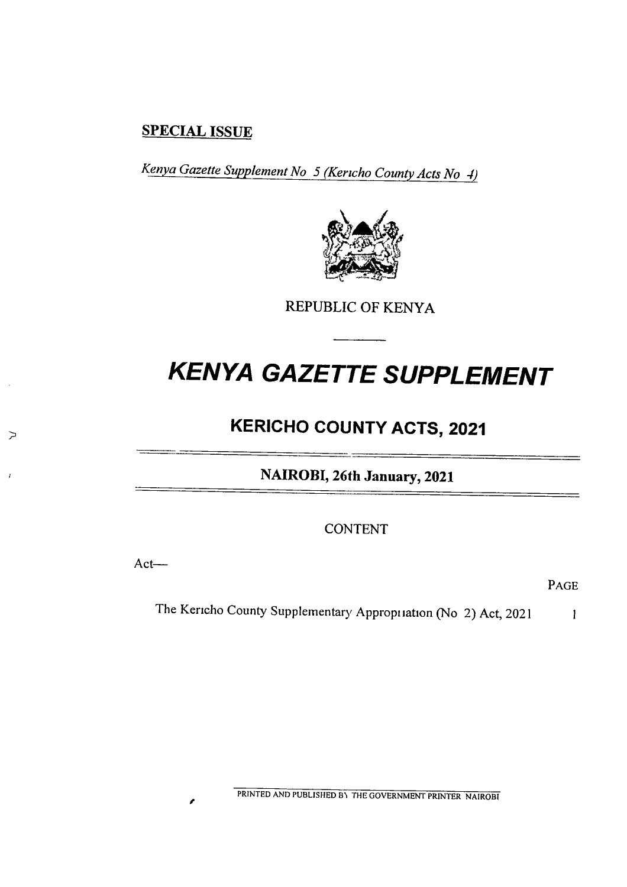**SPECIAL ISSUE**

*Kenya Gazette Supplement No 5 (Kericho County Acts No 4)*

REPUBLIC OF KENYA

# KENYA GAZETTE SUPPLEMENT

## KERICHO COUNTY ACTS, 2021

**NAIROBI, 26th January, 2021**

CONTENT

Act—

| | PAGE |
|---|---|
| The Kericho County Supplementary Appropriation (No 2) Act, 2021 | 1 |

PRINTED AND PUBLISHED BY THE GOVERNMENT PRINTER NAIROBI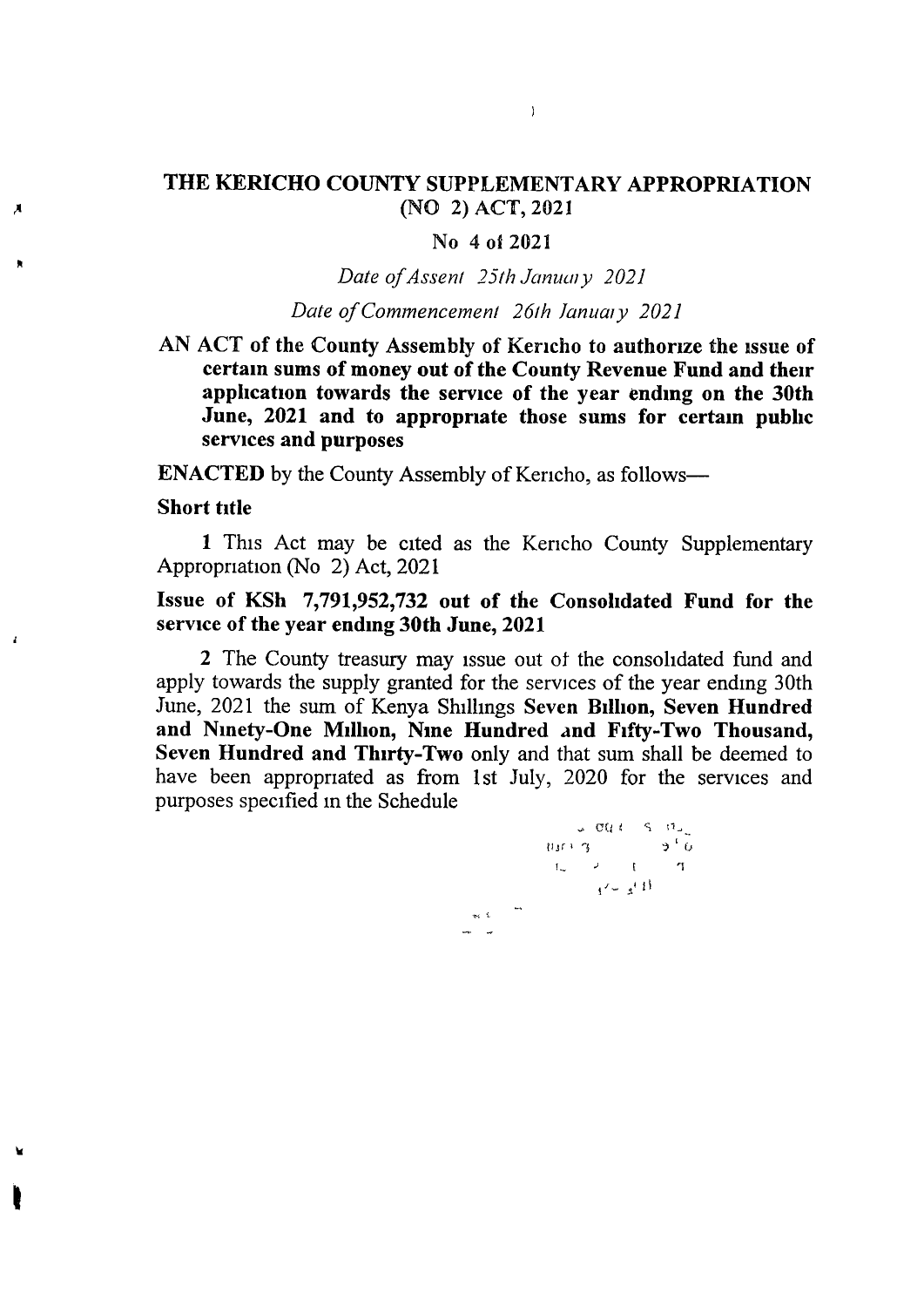# THE KERICHO COUNTY SUPPLEMENTARY APPROPRIATION (NO 2) ACT, 2021

**No 4 of 2021**

*Date of Assent 25th January 2021*

*Date of Commencement 26th January 2021*

**AN ACT of the County Assembly of Kericho to authorize the issue of certain sums of money out of the County Revenue Fund and their application towards the service of the year ending on the 30th June, 2021 and to appropriate those sums for certain public services and purposes**

**ENACTED** by the County Assembly of Kericho, as follows—

**Short title**

**1** This Act may be cited as the Kericho County Supplementary Appropriation (No 2) Act, 2021

**Issue of KSh 7,791,952,732 out of the Consolidated Fund for the service of the year ending 30th June, 2021**

**2** The County treasury may issue out of the consolidated fund and apply towards the supply granted for the services of the year ending 30th June, 2021 the sum of Kenya Shillings **Seven Billion, Seven Hundred and Ninety-One Million, Nine Hundred and Fifty-Two Thousand, Seven Hundred and Thirty-Two** only and that sum shall be deemed to have been appropriated as from 1st July, 2020 for the services and purposes specified in the Schedule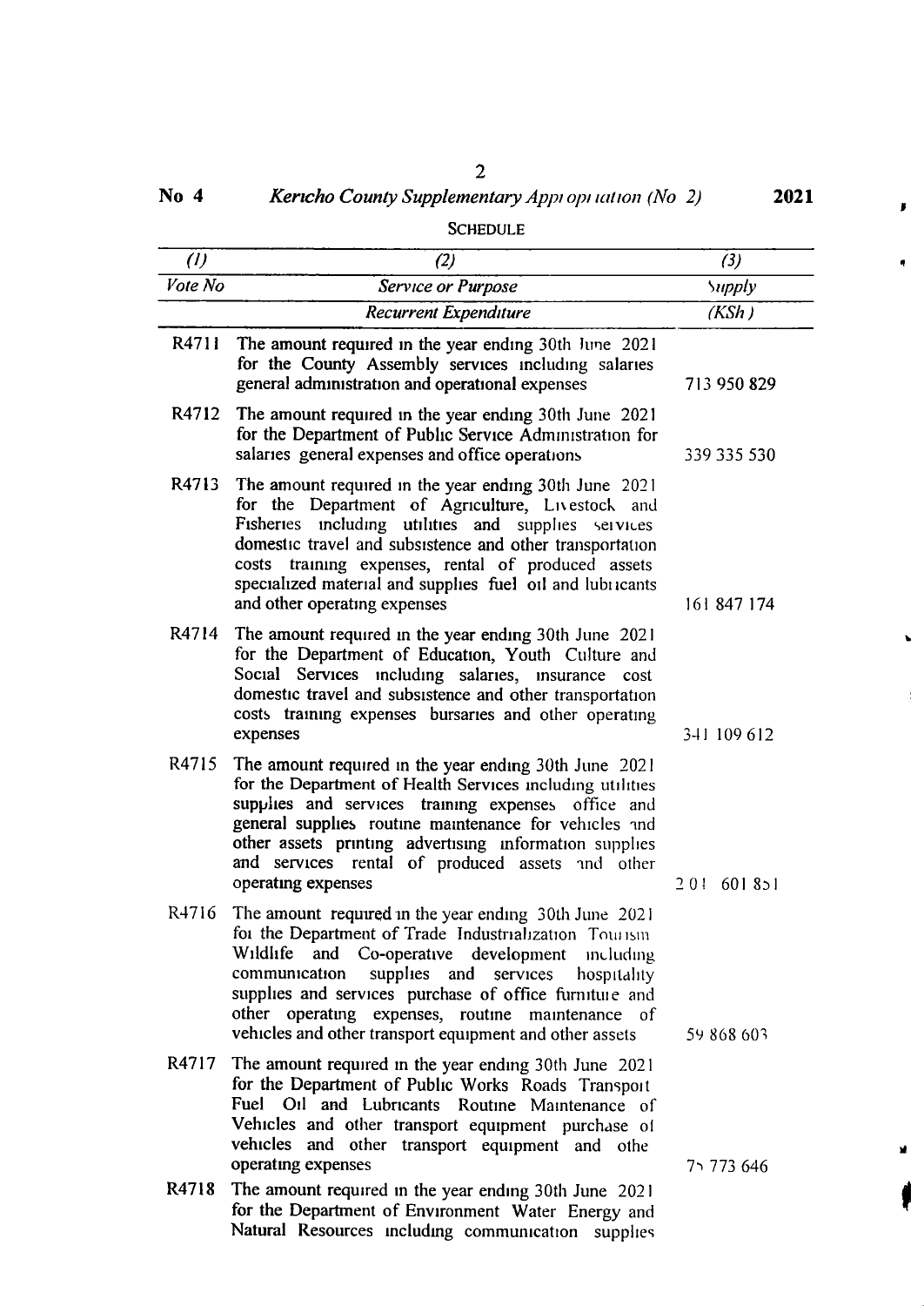No 4 *Kericho County Supplementary Appropriation (No 2)* 2021

SCHEDULE

| (1) | (2) | (3) |
|---|---|---|
| *Vote No* | *Service or Purpose* | *Supply* |
| | *Recurrent Expenditure* | *(KSh)* |
| R4711 | The amount required in the year ending 30th June 2021 for the County Assembly services including salaries general administration and operational expenses | 713 950 829 |
| R4712 | The amount required in the year ending 30th June 2021 for the Department of Public Service Administration for salaries general expenses and office operations | 339 335 530 |
| R4713 | The amount required in the year ending 30th June 2021 for the Department of Agriculture, Livestock and Fisheries including utilities and supplies services domestic travel and subsistence and other transportation costs training expenses, rental of produced assets specialized material and supplies fuel oil and lubricants and other operating expenses | 161 847 174 |
| R4714 | The amount required in the year ending 30th June 2021 for the Department of Education, Youth Culture and Social Services including salaries, insurance cost domestic travel and subsistence and other transportation costs training expenses bursaries and other operating expenses | 341 109 612 |
| R4715 | The amount required in the year ending 30th June 2021 for the Department of Health Services including utilities supplies and services training expenses office and general supplies routine maintenance for vehicles and other assets printing advertising information supplies and services rental of produced assets and other operating expenses | 201 601 851 |
| R4716 | The amount required in the year ending 30th June 2021 for the Department of Trade Industrialization Tourism Wildlife and Co-operative development including communication supplies and services hospitality supplies and services purchase of office furniture and other operating expenses, routine maintenance of vehicles and other transport equipment and other assets | 59 868 603 |
| R4717 | The amount required in the year ending 30th June 2021 for the Department of Public Works Roads Transport Fuel Oil and Lubricants Routine Maintenance of Vehicles and other transport equipment purchase of vehicles and other transport equipment and othe operating expenses | 75 773 646 |
| R4718 | The amount required in the year ending 30th June 2021 for the Department of Environment Water Energy and Natural Resources including communication supplies | |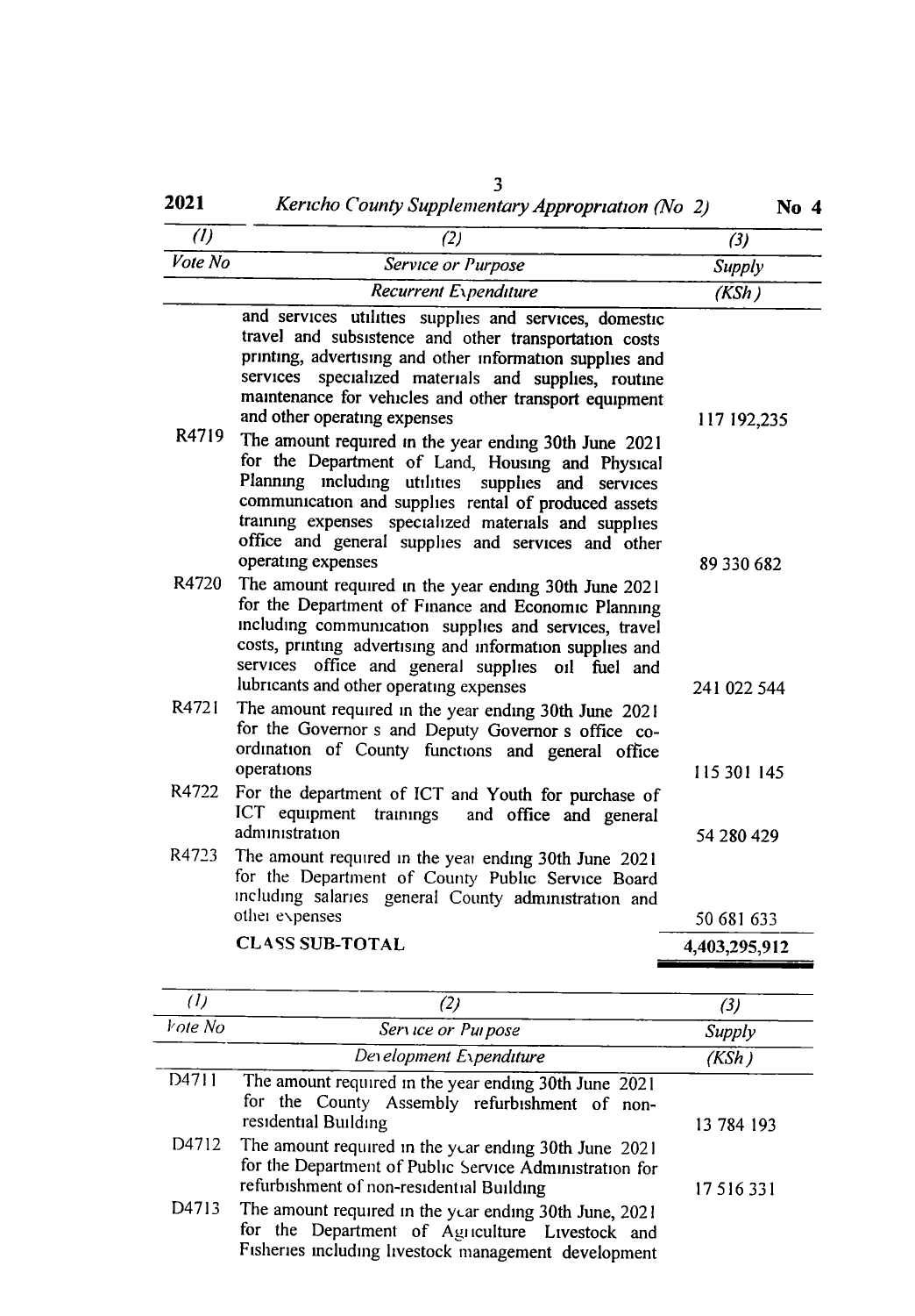| (1) | (2) | (3) |
|---|---|---|
| Vote No | Service or Purpose | Supply |
| | Recurrent Expenditure | (KSh) |
| | and services utilities supplies and services, domestic travel and subsistence and other transportation costs printing, advertising and other information supplies and services specialized materials and supplies, routine maintenance for vehicles and other transport equipment and other operating expenses | 117 192,235 |
| R4719 | The amount required in the year ending 30th June 2021 for the Department of Land, Housing and Physical Planning including utilities supplies and services communication and supplies rental of produced assets training expenses specialized materials and supplies office and general supplies and services and other operating expenses | 89 330 682 |
| R4720 | The amount required in the year ending 30th June 2021 for the Department of Finance and Economic Planning including communication supplies and services, travel costs, printing advertising and information supplies and services office and general supplies oil fuel and lubricants and other operating expenses | 241 022 544 |
| R4721 | The amount required in the year ending 30th June 2021 for the Governor s and Deputy Governor s office co-ordination of County functions and general office operations | 115 301 145 |
| R4722 | For the department of ICT and Youth for purchase of ICT equipment trainings and office and general administration | 54 280 429 |
| R4723 | The amount required in the year ending 30th June 2021 for the Department of County Public Service Board including salaries general County administration and other expenses | 50 681 633 |
| | **CLASS SUB-TOTAL** | **4,403,295,912** |

| (1) | (2) | (3) |
|---|---|---|
| Vote No | Service or Purpose | Supply |
| | Development Expenditure | (KSh) |
| D4711 | The amount required in the year ending 30th June 2021 for the County Assembly refurbishment of non-residential Building | 13 784 193 |
| D4712 | The amount required in the year ending 30th June 2021 for the Department of Public Service Administration for refurbishment of non-residential Building | 17 516 331 |
| D4713 | The amount required in the year ending 30th June, 2021 for the Department of Agriculture Livestock and Fisheries including livestock management development | |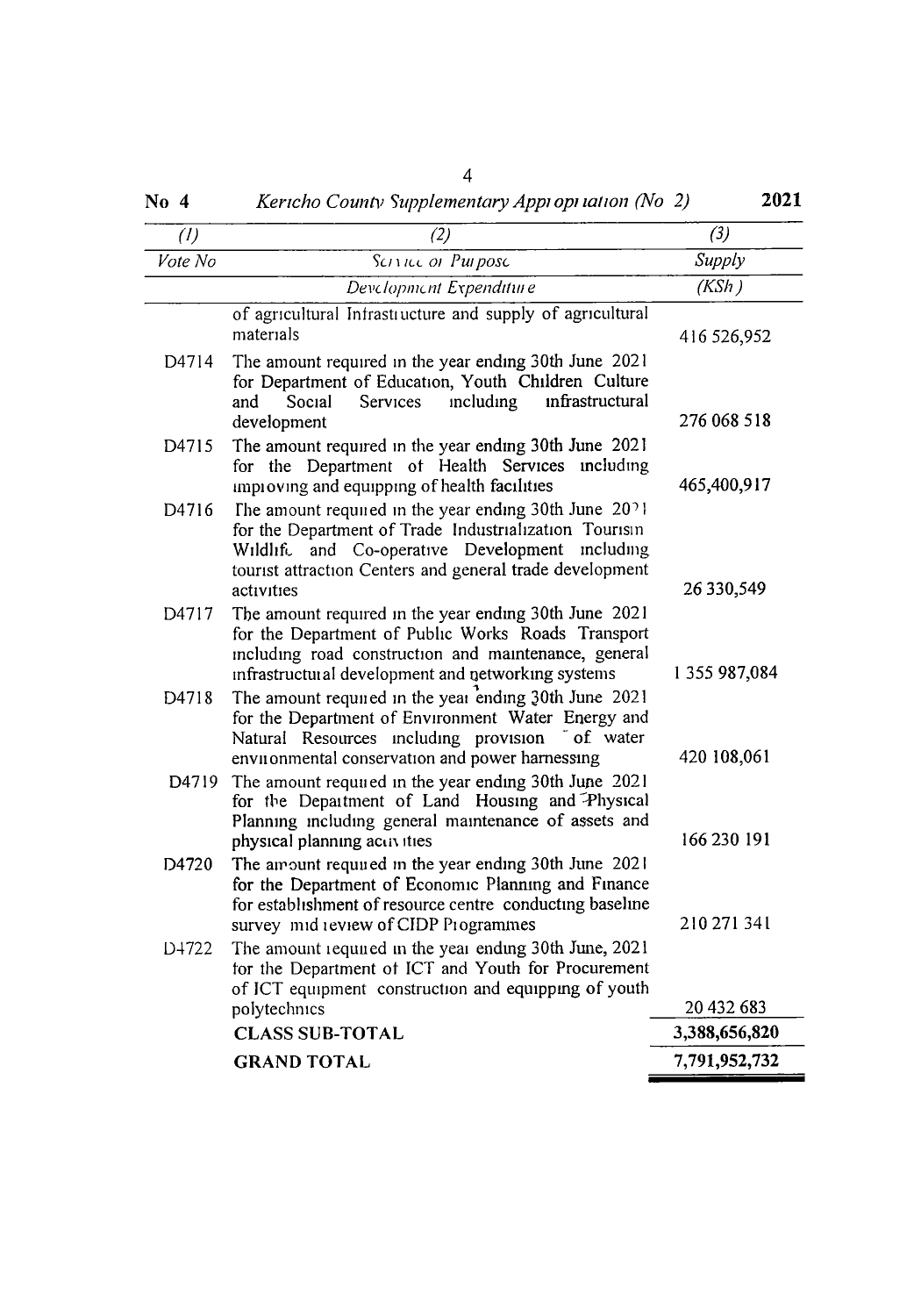| (1) | (2) | (3) |
|---|---|---|
| Vote No | Service or Purpose | Supply |
| | Development Expenditure | (KSh) |
| | of agricultural Infrastructure and supply of agricultural materials | 416 526,952 |
| D4714 | The amount required in the year ending 30th June 2021 for Department of Education, Youth Children Culture and Social Services including infrastructural development | 276 068 518 |
| D4715 | The amount required in the year ending 30th June 2021 for the Department of Health Services including improving and equipping of health facilities | 465,400,917 |
| D4716 | The amount required in the year ending 30th June 2021 for the Department of Trade Industrialization Tourism Wildlife and Co-operative Development including tourist attraction Centers and general trade development activities | 26 330,549 |
| D4717 | The amount required in the year ending 30th June 2021 for the Department of Public Works Roads Transport including road construction and maintenance, general infrastructural development and networking systems | 1 355 987,084 |
| D4718 | The amount required in the year ending 30th June 2021 for the Department of Environment Water Energy and Natural Resources including provision of water environmental conservation and power harnessing | 420 108,061 |
| D4719 | The amount required in the year ending 30th June 2021 for the Department of Land Housing and Physical Planning including general maintenance of assets and physical planning activities | 166 230 191 |
| D4720 | The amount required in the year ending 30th June 2021 for the Department of Economic Planning and Finance for establishment of resource centre conducting baseline survey mid review of CIDP Programmes | 210 271 341 |
| D4722 | The amount required in the year ending 30th June, 2021 for the Department of ICT and Youth for Procurement of ICT equipment construction and equipping of youth polytechnics | 20 432 683 |
| | **CLASS SUB-TOTAL** | **3,388,656,820** |
| | **GRAND TOTAL** | **7,791,952,732** |